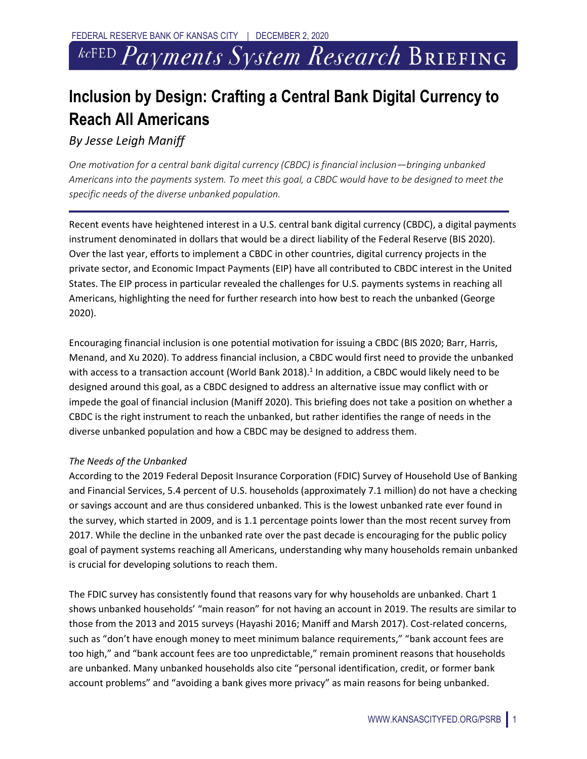# Inclusion by Design: Crafting a Central Bank Digital Currency to Reach All Americans

*By Jesse Leigh Maniff*

*One motivation for a central bank digital currency (CBDC) is financial inclusion—bringing unbanked Americans into the payments system. To meet this goal, a CBDC would have to be designed to meet the specific needs of the diverse unbanked population.*

---

Recent events have heightened interest in a U.S. central bank digital currency (CBDC), a digital payments instrument denominated in dollars that would be a direct liability of the Federal Reserve (BIS 2020). Over the last year, efforts to implement a CBDC in other countries, digital currency projects in the private sector, and Economic Impact Payments (EIP) have all contributed to CBDC interest in the United States. The EIP process in particular revealed the challenges for U.S. payments systems in reaching all Americans, highlighting the need for further research into how best to reach the unbanked (George 2020).

Encouraging financial inclusion is one potential motivation for issuing a CBDC (BIS 2020; Barr, Harris, Menand, and Xu 2020). To address financial inclusion, a CBDC would first need to provide the unbanked with access to a transaction account (World Bank 2018).[1] In addition, a CBDC would likely need to be designed around this goal, as a CBDC designed to address an alternative issue may conflict with or impede the goal of financial inclusion (Maniff 2020). This briefing does not take a position on whether a CBDC is the right instrument to reach the unbanked, but rather identifies the range of needs in the diverse unbanked population and how a CBDC may be designed to address them.

*The Needs of the Unbanked*

According to the 2019 Federal Deposit Insurance Corporation (FDIC) Survey of Household Use of Banking and Financial Services, 5.4 percent of U.S. households (approximately 7.1 million) do not have a checking or savings account and are thus considered unbanked. This is the lowest unbanked rate ever found in the survey, which started in 2009, and is 1.1 percentage points lower than the most recent survey from 2017. While the decline in the unbanked rate over the past decade is encouraging for the public policy goal of payment systems reaching all Americans, understanding why many households remain unbanked is crucial for developing solutions to reach them.

The FDIC survey has consistently found that reasons vary for why households are unbanked. Chart 1 shows unbanked households' "main reason" for not having an account in 2019. The results are similar to those from the 2013 and 2015 surveys (Hayashi 2016; Maniff and Marsh 2017). Cost-related concerns, such as "don't have enough money to meet minimum balance requirements," "bank account fees are too high," and "bank account fees are too unpredictable," remain prominent reasons that households are unbanked. Many unbanked households also cite "personal identification, credit, or former bank account problems" and "avoiding a bank gives more privacy" as main reasons for being unbanked.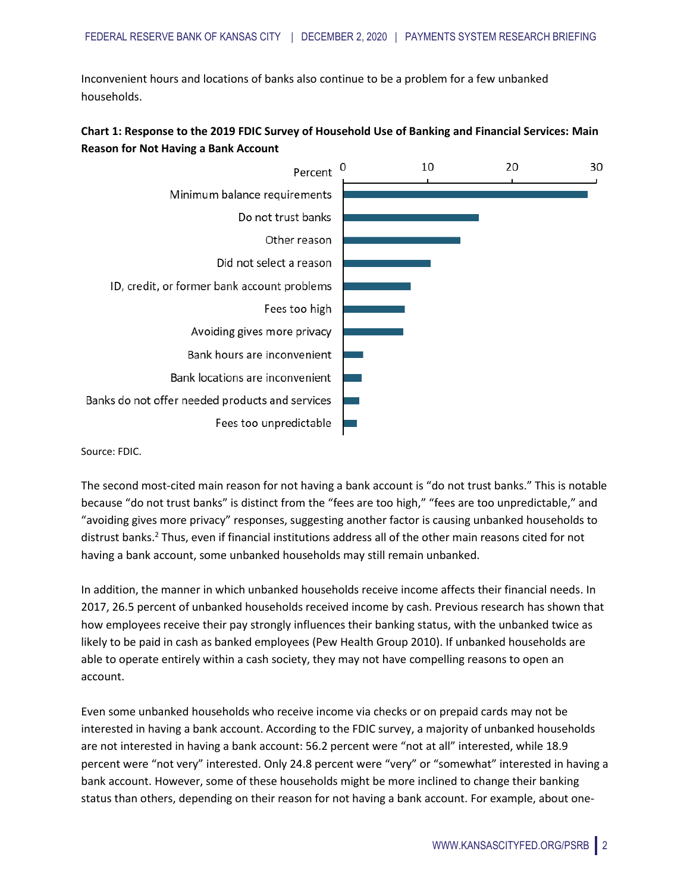Inconvenient hours and locations of banks also continue to be a problem for a few unbanked households.

**Chart 1: Response to the 2019 FDIC Survey of Household Use of Banking and Financial Services: Main Reason for Not Having a Bank Account**

| Reason | Percent (approx.) |
|---|---|
| Minimum balance requirements | 29 |
| Do not trust banks | 16 |
| Other reason | 14 |
| Did not select a reason | 10.5 |
| ID, credit, or former bank account problems | 8 |
| Fees too high | 7.5 |
| Avoiding gives more privacy | 7 |
| Bank hours are inconvenient | 2.5 |
| Bank locations are inconvenient | 2 |
| Banks do not offer needed products and services | 2 |
| Fees too unpredictable | 1.5 |

Source: FDIC.

The second most-cited main reason for not having a bank account is "do not trust banks." This is notable because "do not trust banks" is distinct from the "fees are too high," "fees are too unpredictable," and "avoiding gives more privacy" responses, suggesting another factor is causing unbanked households to distrust banks.[2] Thus, even if financial institutions address all of the other main reasons cited for not having a bank account, some unbanked households may still remain unbanked.

In addition, the manner in which unbanked households receive income affects their financial needs. In 2017, 26.5 percent of unbanked households received income by cash. Previous research has shown that how employees receive their pay strongly influences their banking status, with the unbanked twice as likely to be paid in cash as banked employees (Pew Health Group 2010). If unbanked households are able to operate entirely within a cash society, they may not have compelling reasons to open an account.

Even some unbanked households who receive income via checks or on prepaid cards may not be interested in having a bank account. According to the FDIC survey, a majority of unbanked households are not interested in having a bank account: 56.2 percent were "not at all" interested, while 18.9 percent were "not very" interested. Only 24.8 percent were "very" or "somewhat" interested in having a bank account. However, some of these households might be more inclined to change their banking status than others, depending on their reason for not having a bank account. For example, about one-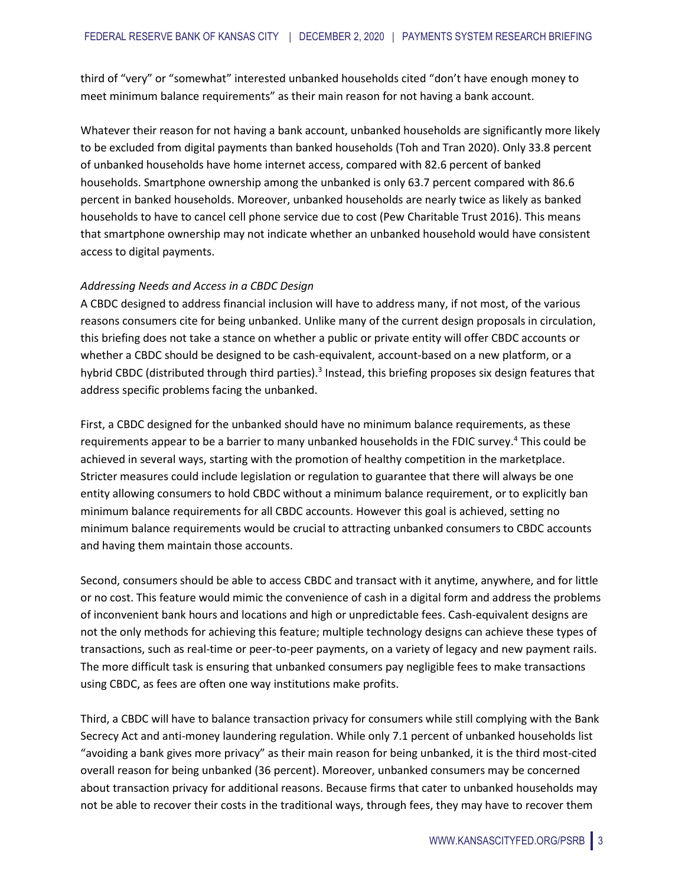third of "very" or "somewhat" interested unbanked households cited "don't have enough money to meet minimum balance requirements" as their main reason for not having a bank account.

Whatever their reason for not having a bank account, unbanked households are significantly more likely to be excluded from digital payments than banked households (Toh and Tran 2020). Only 33.8 percent of unbanked households have home internet access, compared with 82.6 percent of banked households. Smartphone ownership among the unbanked is only 63.7 percent compared with 86.6 percent in banked households. Moreover, unbanked households are nearly twice as likely as banked households to have to cancel cell phone service due to cost (Pew Charitable Trust 2016). This means that smartphone ownership may not indicate whether an unbanked household would have consistent access to digital payments.

*Addressing Needs and Access in a CBDC Design*

A CBDC designed to address financial inclusion will have to address many, if not most, of the various reasons consumers cite for being unbanked. Unlike many of the current design proposals in circulation, this briefing does not take a stance on whether a public or private entity will offer CBDC accounts or whether a CBDC should be designed to be cash-equivalent, account-based on a new platform, or a hybrid CBDC (distributed through third parties).[3] Instead, this briefing proposes six design features that address specific problems facing the unbanked.

First, a CBDC designed for the unbanked should have no minimum balance requirements, as these requirements appear to be a barrier to many unbanked households in the FDIC survey.[4] This could be achieved in several ways, starting with the promotion of healthy competition in the marketplace. Stricter measures could include legislation or regulation to guarantee that there will always be one entity allowing consumers to hold CBDC without a minimum balance requirement, or to explicitly ban minimum balance requirements for all CBDC accounts. However this goal is achieved, setting no minimum balance requirements would be crucial to attracting unbanked consumers to CBDC accounts and having them maintain those accounts.

Second, consumers should be able to access CBDC and transact with it anytime, anywhere, and for little or no cost. This feature would mimic the convenience of cash in a digital form and address the problems of inconvenient bank hours and locations and high or unpredictable fees. Cash-equivalent designs are not the only methods for achieving this feature; multiple technology designs can achieve these types of transactions, such as real-time or peer-to-peer payments, on a variety of legacy and new payment rails. The more difficult task is ensuring that unbanked consumers pay negligible fees to make transactions using CBDC, as fees are often one way institutions make profits.

Third, a CBDC will have to balance transaction privacy for consumers while still complying with the Bank Secrecy Act and anti-money laundering regulation. While only 7.1 percent of unbanked households list "avoiding a bank gives more privacy" as their main reason for being unbanked, it is the third most-cited overall reason for being unbanked (36 percent). Moreover, unbanked consumers may be concerned about transaction privacy for additional reasons. Because firms that cater to unbanked households may not be able to recover their costs in the traditional ways, through fees, they may have to recover them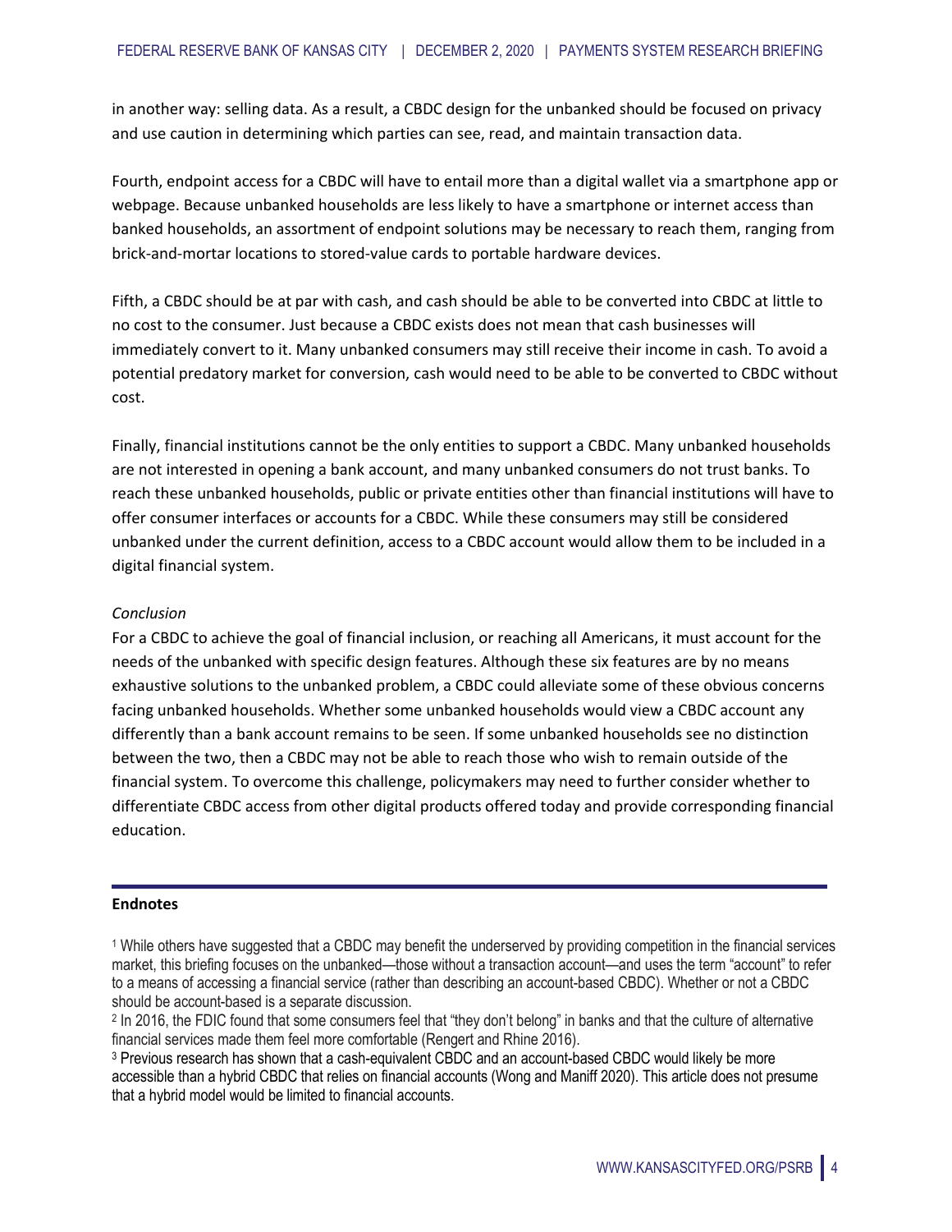in another way: selling data. As a result, a CBDC design for the unbanked should be focused on privacy and use caution in determining which parties can see, read, and maintain transaction data.

Fourth, endpoint access for a CBDC will have to entail more than a digital wallet via a smartphone app or webpage. Because unbanked households are less likely to have a smartphone or internet access than banked households, an assortment of endpoint solutions may be necessary to reach them, ranging from brick-and-mortar locations to stored-value cards to portable hardware devices.

Fifth, a CBDC should be at par with cash, and cash should be able to be converted into CBDC at little to no cost to the consumer. Just because a CBDC exists does not mean that cash businesses will immediately convert to it. Many unbanked consumers may still receive their income in cash. To avoid a potential predatory market for conversion, cash would need to be able to be converted to CBDC without cost.

Finally, financial institutions cannot be the only entities to support a CBDC. Many unbanked households are not interested in opening a bank account, and many unbanked consumers do not trust banks. To reach these unbanked households, public or private entities other than financial institutions will have to offer consumer interfaces or accounts for a CBDC. While these consumers may still be considered unbanked under the current definition, access to a CBDC account would allow them to be included in a digital financial system.

*Conclusion*

For a CBDC to achieve the goal of financial inclusion, or reaching all Americans, it must account for the needs of the unbanked with specific design features. Although these six features are by no means exhaustive solutions to the unbanked problem, a CBDC could alleviate some of these obvious concerns facing unbanked households. Whether some unbanked households would view a CBDC account any differently than a bank account remains to be seen. If some unbanked households see no distinction between the two, then a CBDC may not be able to reach those who wish to remain outside of the financial system. To overcome this challenge, policymakers may need to further consider whether to differentiate CBDC access from other digital products offered today and provide corresponding financial education.

---

**Endnotes**

[1] While others have suggested that a CBDC may benefit the underserved by providing competition in the financial services market, this briefing focuses on the unbanked—those without a transaction account—and uses the term "account" to refer to a means of accessing a financial service (rather than describing an account-based CBDC). Whether or not a CBDC should be account-based is a separate discussion.

[2] In 2016, the FDIC found that some consumers feel that "they don't belong" in banks and that the culture of alternative financial services made them feel more comfortable (Rengert and Rhine 2016).

[3] Previous research has shown that a cash-equivalent CBDC and an account-based CBDC would likely be more accessible than a hybrid CBDC that relies on financial accounts (Wong and Maniff 2020). This article does not presume that a hybrid model would be limited to financial accounts.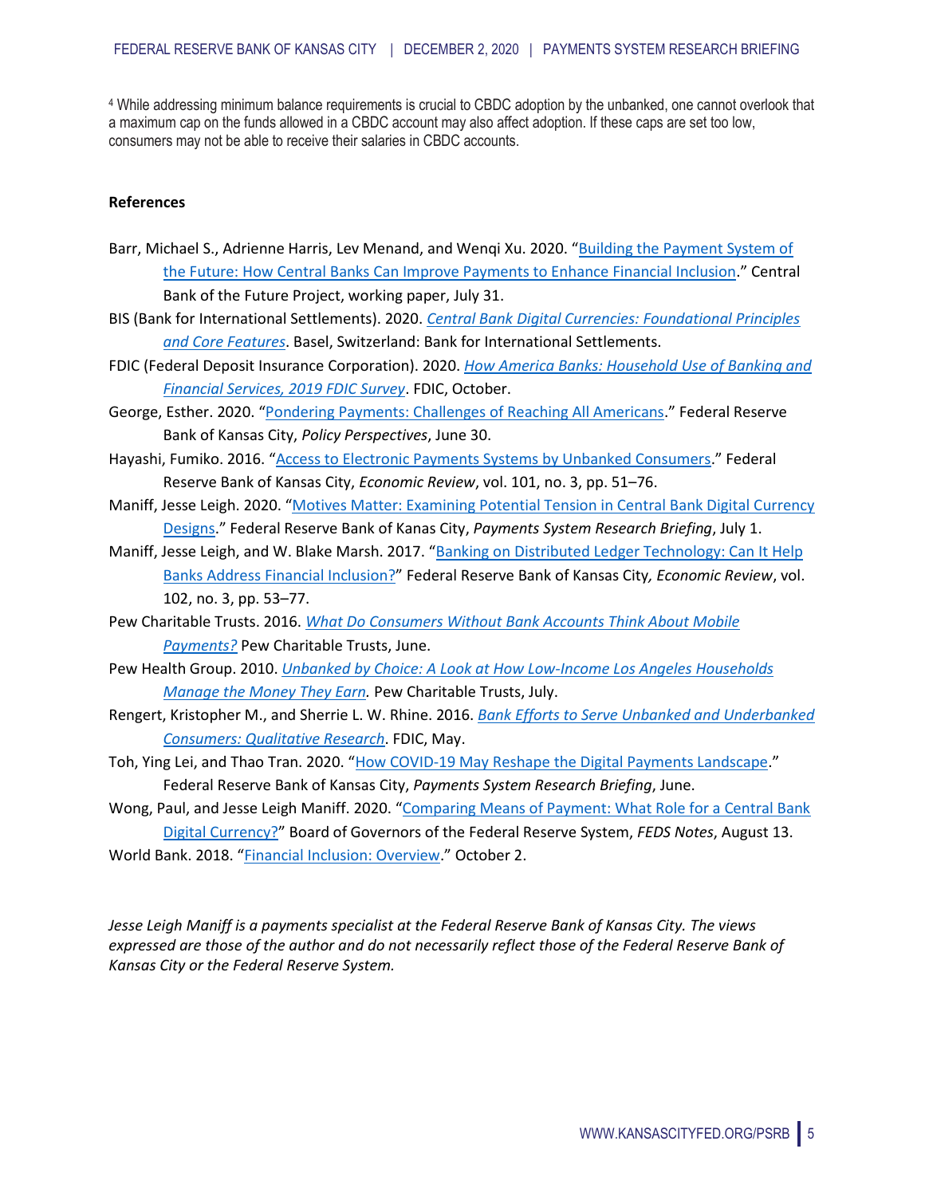[4] While addressing minimum balance requirements is crucial to CBDC adoption by the unbanked, one cannot overlook that a maximum cap on the funds allowed in a CBDC account may also affect adoption. If these caps are set too low, consumers may not be able to receive their salaries in CBDC accounts.

**References**

Barr, Michael S., Adrienne Harris, Lev Menand, and Wenqi Xu. 2020. "Building the Payment System of the Future: How Central Banks Can Improve Payments to Enhance Financial Inclusion." Central Bank of the Future Project, working paper, July 31.

BIS (Bank for International Settlements). 2020. *Central Bank Digital Currencies: Foundational Principles and Core Features*. Basel, Switzerland: Bank for International Settlements.

FDIC (Federal Deposit Insurance Corporation). 2020. *How America Banks: Household Use of Banking and Financial Services, 2019 FDIC Survey*. FDIC, October.

George, Esther. 2020. "Pondering Payments: Challenges of Reaching All Americans." Federal Reserve Bank of Kansas City, *Policy Perspectives*, June 30.

Hayashi, Fumiko. 2016. "Access to Electronic Payments Systems by Unbanked Consumers." Federal Reserve Bank of Kansas City, *Economic Review*, vol. 101, no. 3, pp. 51–76.

Maniff, Jesse Leigh. 2020. "Motives Matter: Examining Potential Tension in Central Bank Digital Currency Designs." Federal Reserve Bank of Kanas City, *Payments System Research Briefing*, July 1.

Maniff, Jesse Leigh, and W. Blake Marsh. 2017. "Banking on Distributed Ledger Technology: Can It Help Banks Address Financial Inclusion?" Federal Reserve Bank of Kansas City, *Economic Review*, vol. 102, no. 3, pp. 53–77.

Pew Charitable Trusts. 2016. *What Do Consumers Without Bank Accounts Think About Mobile Payments?* Pew Charitable Trusts, June.

Pew Health Group. 2010. *Unbanked by Choice: A Look at How Low-Income Los Angeles Households Manage the Money They Earn.* Pew Charitable Trusts, July.

Rengert, Kristopher M., and Sherrie L. W. Rhine. 2016. *Bank Efforts to Serve Unbanked and Underbanked Consumers: Qualitative Research*. FDIC, May.

Toh, Ying Lei, and Thao Tran. 2020. "How COVID-19 May Reshape the Digital Payments Landscape." Federal Reserve Bank of Kansas City, *Payments System Research Briefing*, June.

Wong, Paul, and Jesse Leigh Maniff. 2020. "Comparing Means of Payment: What Role for a Central Bank Digital Currency?" Board of Governors of the Federal Reserve System, *FEDS Notes*, August 13.

World Bank. 2018. "Financial Inclusion: Overview." October 2.

*Jesse Leigh Maniff is a payments specialist at the Federal Reserve Bank of Kansas City. The views expressed are those of the author and do not necessarily reflect those of the Federal Reserve Bank of Kansas City or the Federal Reserve System.*